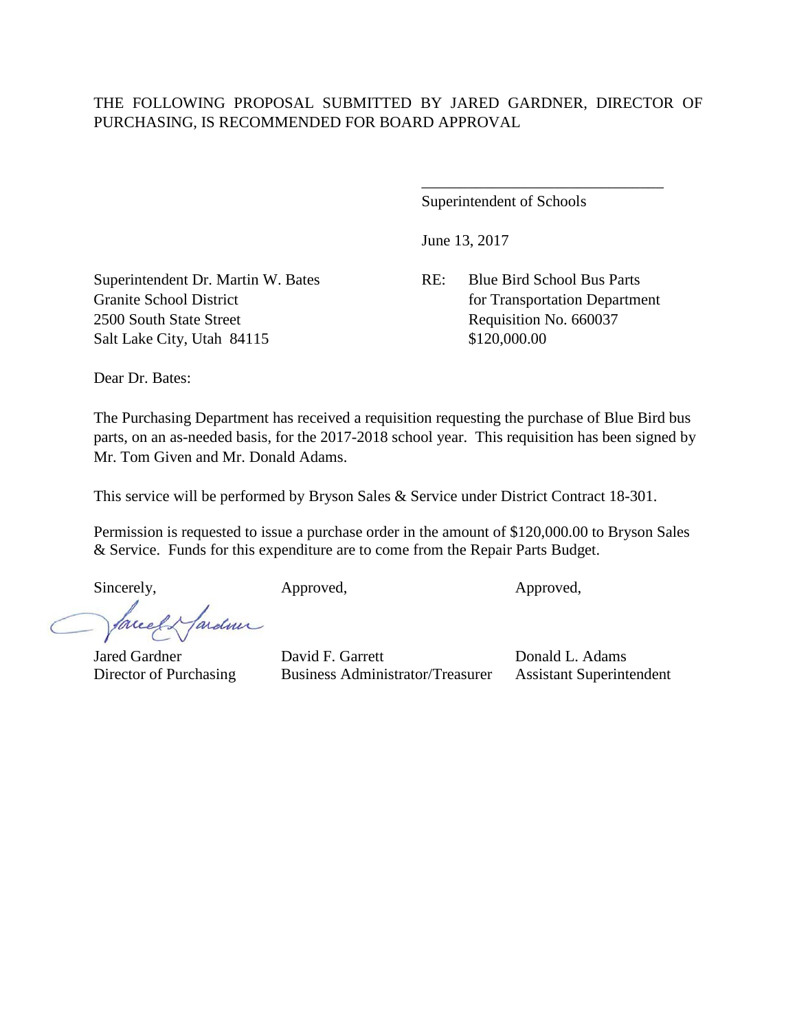THE FOLLOWING PROPOSAL SUBMITTED BY JARED GARDNER, DIRECTOR OF PURCHASING, IS RECOMMENDED FOR BOARD APPROVAL

_______________________________
Superintendent of Schools

June 13, 2017

Superintendent Dr. Martin W. Bates
Granite School District
2500 South State Street
Salt Lake City, Utah 84115

RE: Blue Bird School Bus Parts
for Transportation Department
Requisition No. 660037
$120,000.00

Dear Dr. Bates:

The Purchasing Department has received a requisition requesting the purchase of Blue Bird bus parts, on an as-needed basis, for the 2017-2018 school year. This requisition has been signed by Mr. Tom Given and Mr. Donald Adams.

This service will be performed by Bryson Sales & Service under District Contract 18-301.

Permission is requested to issue a purchase order in the amount of $120,000.00 to Bryson Sales & Service. Funds for this expenditure are to come from the Repair Parts Budget.

| Sincerely, | Approved, | Approved, |
|---|---|---|
| Jared Gardner | David F. Garrett | Donald L. Adams |
| Director of Purchasing | Business Administrator/Treasurer | Assistant Superintendent |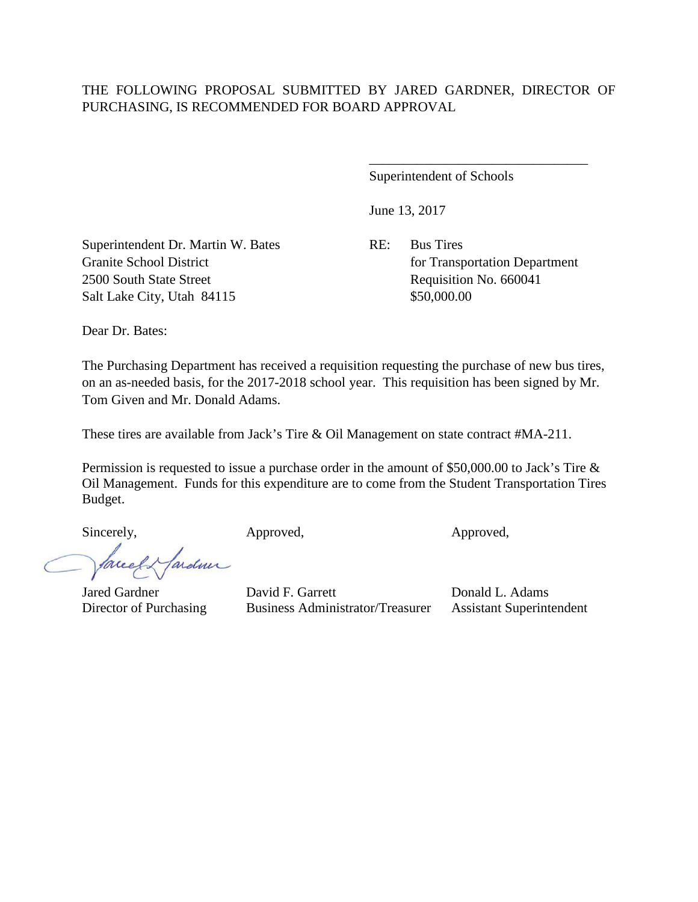THE FOLLOWING PROPOSAL SUBMITTED BY JARED GARDNER, DIRECTOR OF PURCHASING, IS RECOMMENDED FOR BOARD APPROVAL

\_\_\_\_\_\_\_\_\_\_\_\_\_\_\_\_\_\_\_\_\_\_\_\_\_\_\_\_\_\_\_\_

Superintendent of Schools

June 13, 2017

Superintendent Dr. Martin W. Bates
Granite School District
2500 South State Street
Salt Lake City, Utah 84115

RE: Bus Tires
for Transportation Department
Requisition No. 660041
$50,000.00

Dear Dr. Bates:

The Purchasing Department has received a requisition requesting the purchase of new bus tires, on an as-needed basis, for the 2017-2018 school year. This requisition has been signed by Mr. Tom Given and Mr. Donald Adams.

These tires are available from Jack's Tire & Oil Management on state contract #MA-211.

Permission is requested to issue a purchase order in the amount of $50,000.00 to Jack's Tire & Oil Management. Funds for this expenditure are to come from the Student Transportation Tires Budget.

| Sincerely, | Approved, | Approved, |
|---|---|---|
| Jared Gardner | David F. Garrett | Donald L. Adams |
| Director of Purchasing | Business Administrator/Treasurer | Assistant Superintendent |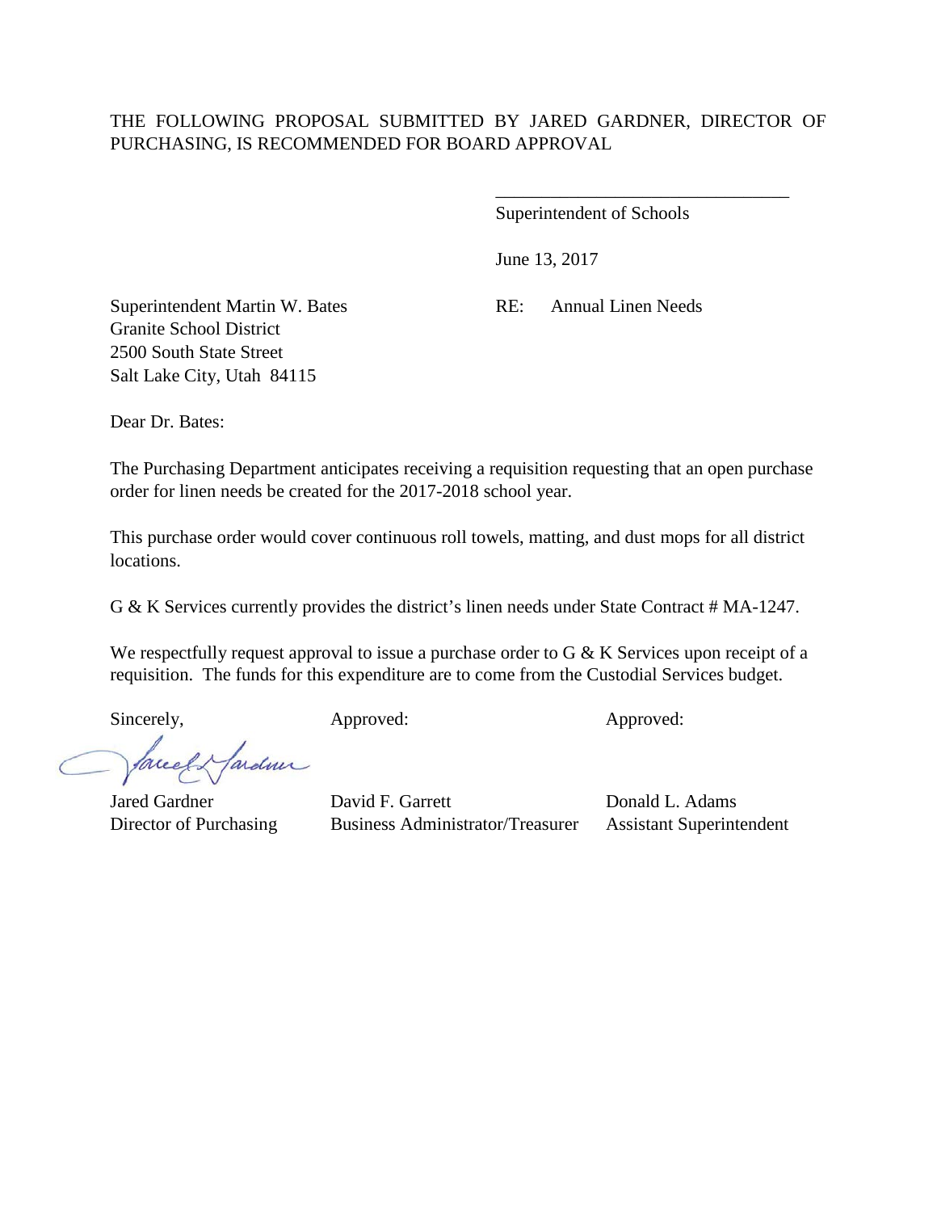THE FOLLOWING PROPOSAL SUBMITTED BY JARED GARDNER, DIRECTOR OF PURCHASING, IS RECOMMENDED FOR BOARD APPROVAL

\_\_\_\_\_\_\_\_\_\_\_\_\_\_\_\_\_\_\_\_\_\_\_\_\_\_\_\_\_\_\_\_

Superintendent of Schools

June 13, 2017

Superintendent Martin W. Bates
Granite School District
2500 South State Street
Salt Lake City, Utah 84115

RE: Annual Linen Needs

Dear Dr. Bates:

The Purchasing Department anticipates receiving a requisition requesting that an open purchase order for linen needs be created for the 2017-2018 school year.

This purchase order would cover continuous roll towels, matting, and dust mops for all district locations.

G & K Services currently provides the district's linen needs under State Contract # MA-1247.

We respectfully request approval to issue a purchase order to G & K Services upon receipt of a requisition. The funds for this expenditure are to come from the Custodial Services budget.

| Sincerely, | Approved: | Approved: |
|---|---|---|
| Jared Gardner | David F. Garrett | Donald L. Adams |
| Director of Purchasing | Business Administrator/Treasurer | Assistant Superintendent |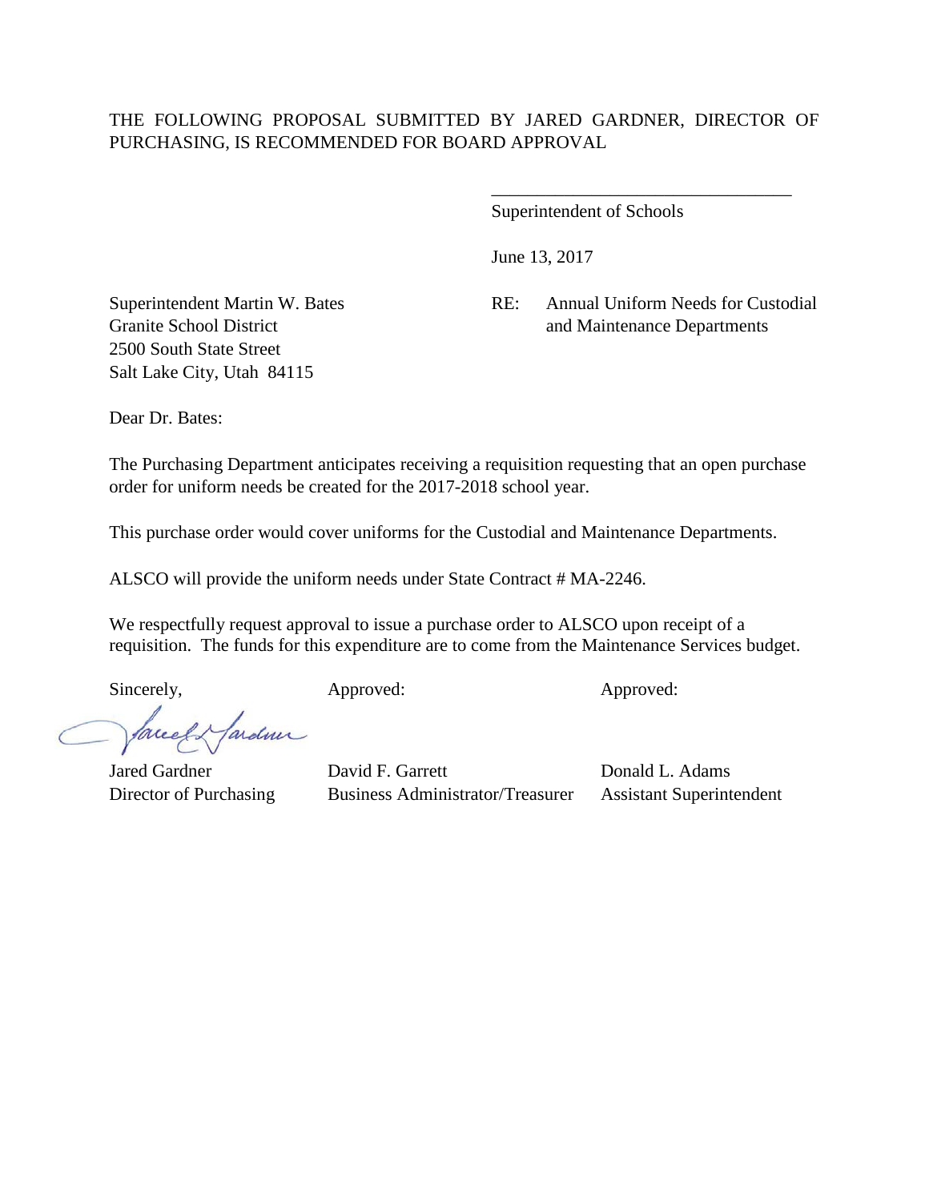THE FOLLOWING PROPOSAL SUBMITTED BY JARED GARDNER, DIRECTOR OF PURCHASING, IS RECOMMENDED FOR BOARD APPROVAL

\_\_\_\_\_\_\_\_\_\_\_\_\_\_\_\_\_\_\_\_\_\_\_\_\_\_\_\_\_\_\_\_\_\_
Superintendent of Schools

June 13, 2017

Superintendent Martin W. Bates
Granite School District
2500 South State Street
Salt Lake City, Utah 84115

RE: Annual Uniform Needs for Custodial and Maintenance Departments

Dear Dr. Bates:

The Purchasing Department anticipates receiving a requisition requesting that an open purchase order for uniform needs be created for the 2017-2018 school year.

This purchase order would cover uniforms for the Custodial and Maintenance Departments.

ALSCO will provide the uniform needs under State Contract # MA-2246.

We respectfully request approval to issue a purchase order to ALSCO upon receipt of a requisition. The funds for this expenditure are to come from the Maintenance Services budget.

| Sincerely, | Approved: | Approved: |
|---|---|---|
| Jared Gardner | David F. Garrett | Donald L. Adams |
| Director of Purchasing | Business Administrator/Treasurer | Assistant Superintendent |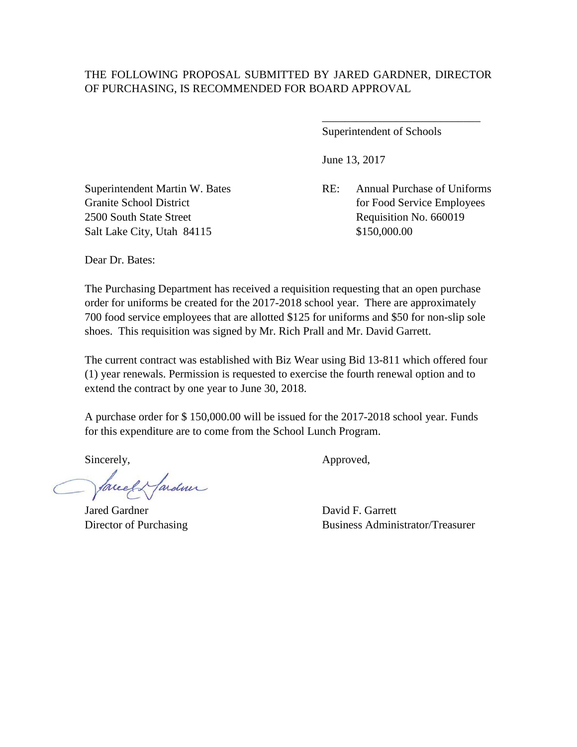THE FOLLOWING PROPOSAL SUBMITTED BY JARED GARDNER, DIRECTOR OF PURCHASING, IS RECOMMENDED FOR BOARD APPROVAL

\_\_\_\_\_\_\_\_\_\_\_\_\_\_\_\_\_\_\_\_\_\_\_\_\_\_\_\_

Superintendent of Schools

June 13, 2017

Superintendent Martin W. Bates
Granite School District
2500 South State Street
Salt Lake City, Utah 84115

RE: Annual Purchase of Uniforms for Food Service Employees
Requisition No. 660019
$150,000.00

Dear Dr. Bates:

The Purchasing Department has received a requisition requesting that an open purchase order for uniforms be created for the 2017-2018 school year. There are approximately 700 food service employees that are allotted $125 for uniforms and $50 for non-slip sole shoes. This requisition was signed by Mr. Rich Prall and Mr. David Garrett.

The current contract was established with Biz Wear using Bid 13-811 which offered four (1) year renewals. Permission is requested to exercise the fourth renewal option and to extend the contract by one year to June 30, 2018.

A purchase order for $ 150,000.00 will be issued for the 2017-2018 school year. Funds for this expenditure are to come from the School Lunch Program.

Sincerely,

Jared Gardner
Director of Purchasing

Approved,

David F. Garrett
Business Administrator/Treasurer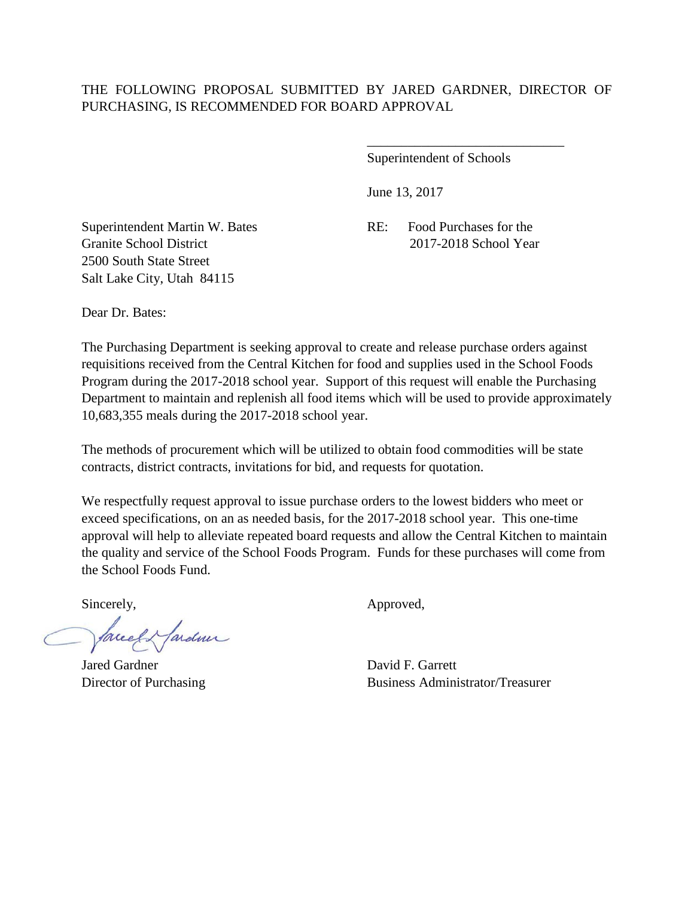THE FOLLOWING PROPOSAL SUBMITTED BY JARED GARDNER, DIRECTOR OF PURCHASING, IS RECOMMENDED FOR BOARD APPROVAL

\_\_\_\_\_\_\_\_\_\_\_\_\_\_\_\_\_\_\_\_\_\_\_\_\_\_\_\_\_\_
Superintendent of Schools

June 13, 2017

Superintendent Martin W. Bates
Granite School District
2500 South State Street
Salt Lake City, Utah 84115

RE: Food Purchases for the 2017-2018 School Year

Dear Dr. Bates:

The Purchasing Department is seeking approval to create and release purchase orders against requisitions received from the Central Kitchen for food and supplies used in the School Foods Program during the 2017-2018 school year. Support of this request will enable the Purchasing Department to maintain and replenish all food items which will be used to provide approximately 10,683,355 meals during the 2017-2018 school year.

The methods of procurement which will be utilized to obtain food commodities will be state contracts, district contracts, invitations for bid, and requests for quotation.

We respectfully request approval to issue purchase orders to the lowest bidders who meet or exceed specifications, on an as needed basis, for the 2017-2018 school year. This one-time approval will help to alleviate repeated board requests and allow the Central Kitchen to maintain the quality and service of the School Foods Program. Funds for these purchases will come from the School Foods Fund.

Sincerely,

Jared Gardner
Director of Purchasing

Approved,

David F. Garrett
Business Administrator/Treasurer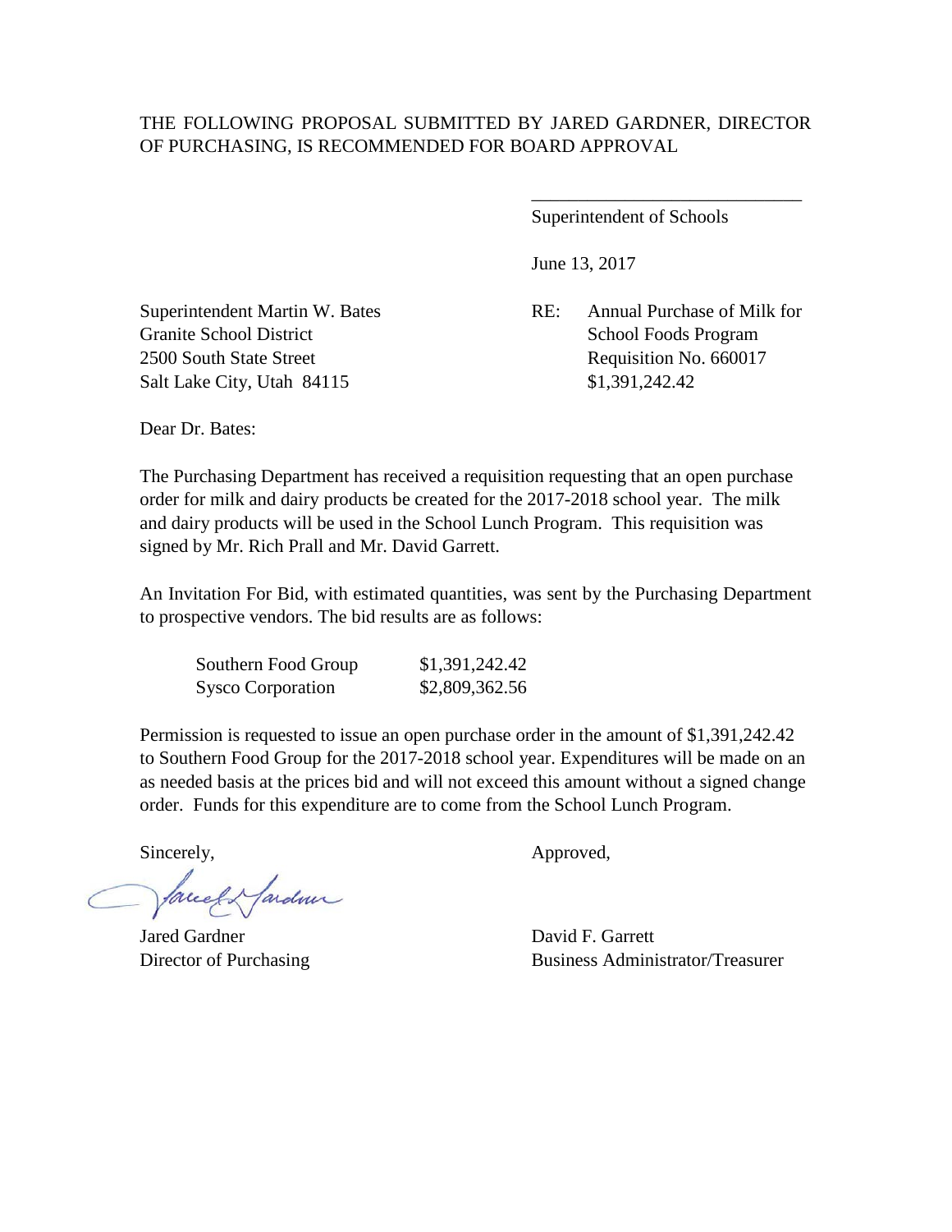THE FOLLOWING PROPOSAL SUBMITTED BY JARED GARDNER, DIRECTOR OF PURCHASING, IS RECOMMENDED FOR BOARD APPROVAL

\_\_\_\_\_\_\_\_\_\_\_\_\_\_\_\_\_\_\_\_\_\_\_\_\_\_\_\_\_\_

Superintendent of Schools

June 13, 2017

Superintendent Martin W. Bates
Granite School District
2500 South State Street
Salt Lake City, Utah 84115

RE: Annual Purchase of Milk for School Foods Program
Requisition No. 660017
$1,391,242.42

Dear Dr. Bates:

The Purchasing Department has received a requisition requesting that an open purchase order for milk and dairy products be created for the 2017-2018 school year. The milk and dairy products will be used in the School Lunch Program. This requisition was signed by Mr. Rich Prall and Mr. David Garrett.

An Invitation For Bid, with estimated quantities, was sent by the Purchasing Department to prospective vendors. The bid results are as follows:

| | |
|---|---|
| Southern Food Group | $1,391,242.42 |
| Sysco Corporation | $2,809,362.56 |

Permission is requested to issue an open purchase order in the amount of $1,391,242.42 to Southern Food Group for the 2017-2018 school year. Expenditures will be made on an as needed basis at the prices bid and will not exceed this amount without a signed change order. Funds for this expenditure are to come from the School Lunch Program.

Sincerely,

Jared Gardner
Director of Purchasing

Approved,

David F. Garrett
Business Administrator/Treasurer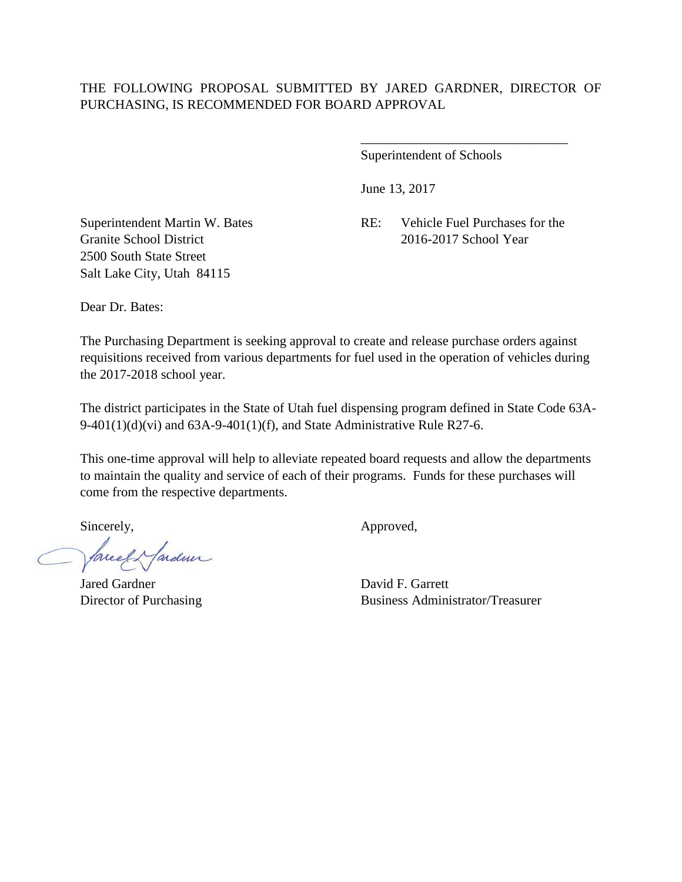THE FOLLOWING PROPOSAL SUBMITTED BY JARED GARDNER, DIRECTOR OF PURCHASING, IS RECOMMENDED FOR BOARD APPROVAL

\_\_\_\_\_\_\_\_\_\_\_\_\_\_\_\_\_\_\_\_\_\_\_\_\_\_\_\_\_\_\_\_

Superintendent of Schools

June 13, 2017

Superintendent Martin W. Bates
Granite School District
2500 South State Street
Salt Lake City, Utah 84115

RE: Vehicle Fuel Purchases for the 2016-2017 School Year

Dear Dr. Bates:

The Purchasing Department is seeking approval to create and release purchase orders against requisitions received from various departments for fuel used in the operation of vehicles during the 2017-2018 school year.

The district participates in the State of Utah fuel dispensing program defined in State Code 63A-9-401(1)(d)(vi) and 63A-9-401(1)(f), and State Administrative Rule R27-6.

This one-time approval will help to alleviate repeated board requests and allow the departments to maintain the quality and service of each of their programs. Funds for these purchases will come from the respective departments.

Sincerely,

Jared Gardner
Director of Purchasing

Approved,

David F. Garrett
Business Administrator/Treasurer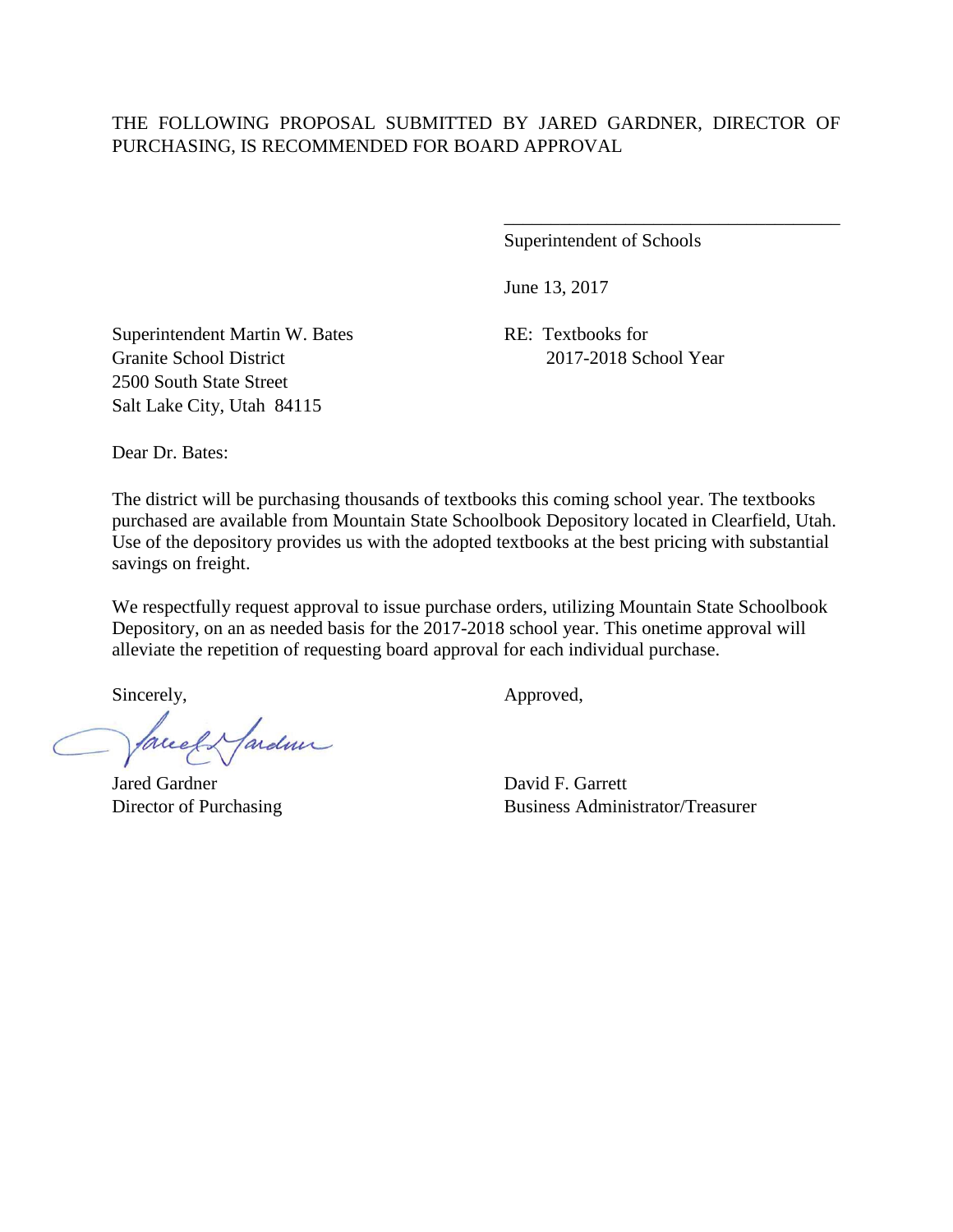THE FOLLOWING PROPOSAL SUBMITTED BY JARED GARDNER, DIRECTOR OF PURCHASING, IS RECOMMENDED FOR BOARD APPROVAL

\_\_\_\_\_\_\_\_\_\_\_\_\_\_\_\_\_\_\_\_\_\_\_\_\_\_\_\_\_\_\_\_\_\_\_\_\_

Superintendent of Schools

June 13, 2017

Superintendent Martin W. Bates
Granite School District
2500 South State Street
Salt Lake City, Utah 84115

RE: Textbooks for 2017-2018 School Year

Dear Dr. Bates:

The district will be purchasing thousands of textbooks this coming school year. The textbooks purchased are available from Mountain State Schoolbook Depository located in Clearfield, Utah. Use of the depository provides us with the adopted textbooks at the best pricing with substantial savings on freight.

We respectfully request approval to issue purchase orders, utilizing Mountain State Schoolbook Depository, on an as needed basis for the 2017-2018 school year. This onetime approval will alleviate the repetition of requesting board approval for each individual purchase.

Sincerely,

Jared Gardner
Director of Purchasing

Approved,

David F. Garrett
Business Administrator/Treasurer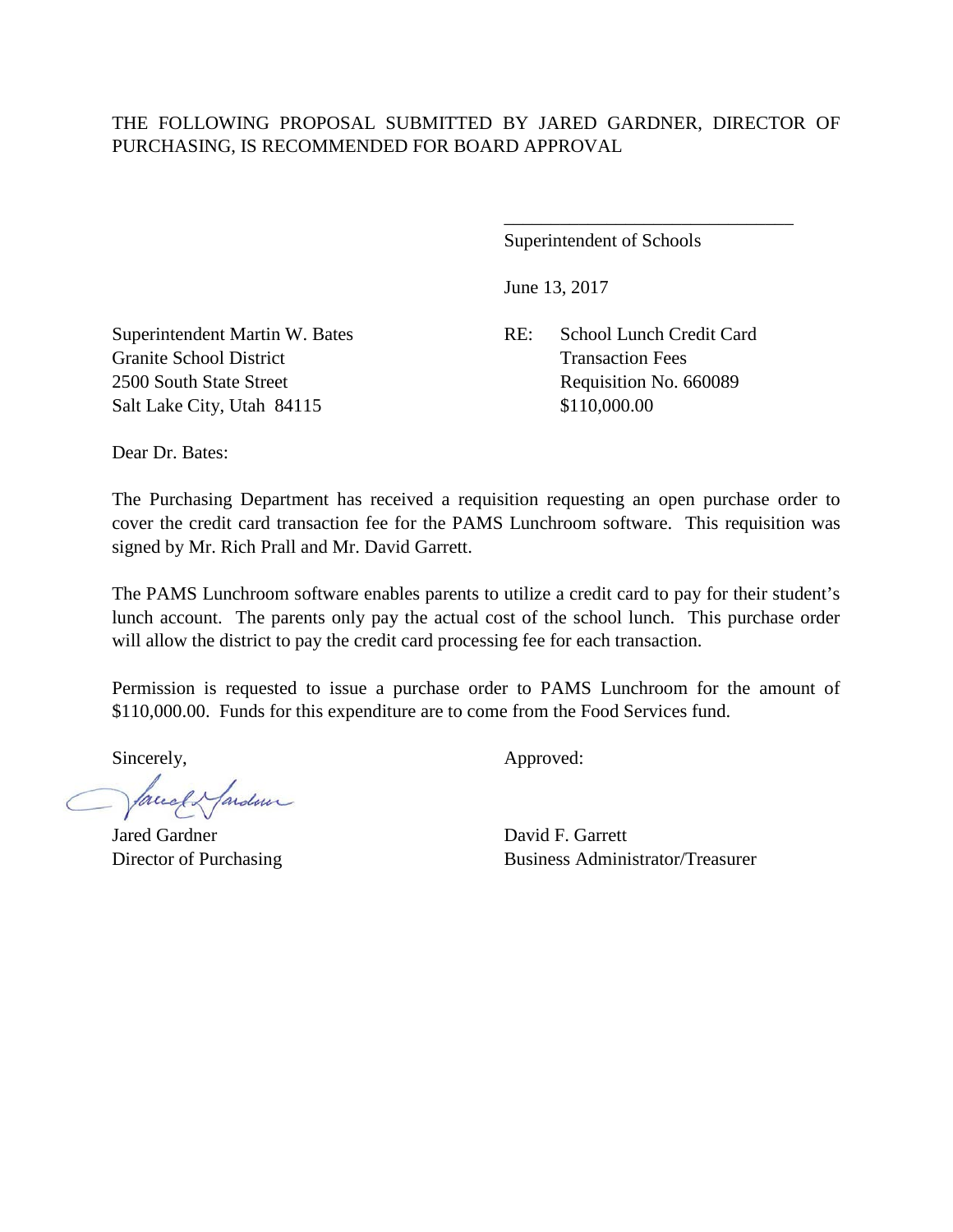THE FOLLOWING PROPOSAL SUBMITTED BY JARED GARDNER, DIRECTOR OF PURCHASING, IS RECOMMENDED FOR BOARD APPROVAL

\_\_\_\_\_\_\_\_\_\_\_\_\_\_\_\_\_\_\_\_\_\_\_\_\_\_\_\_\_\_\_\_
Superintendent of Schools

June 13, 2017

Superintendent Martin W. Bates
Granite School District
2500 South State Street
Salt Lake City, Utah 84115

RE: School Lunch Credit Card Transaction Fees
Requisition No. 660089
$110,000.00

Dear Dr. Bates:

The Purchasing Department has received a requisition requesting an open purchase order to cover the credit card transaction fee for the PAMS Lunchroom software. This requisition was signed by Mr. Rich Prall and Mr. David Garrett.

The PAMS Lunchroom software enables parents to utilize a credit card to pay for their student's lunch account. The parents only pay the actual cost of the school lunch. This purchase order will allow the district to pay the credit card processing fee for each transaction.

Permission is requested to issue a purchase order to PAMS Lunchroom for the amount of $110,000.00. Funds for this expenditure are to come from the Food Services fund.

Sincerely,

Jared Gardner
Director of Purchasing

Approved:

David F. Garrett
Business Administrator/Treasurer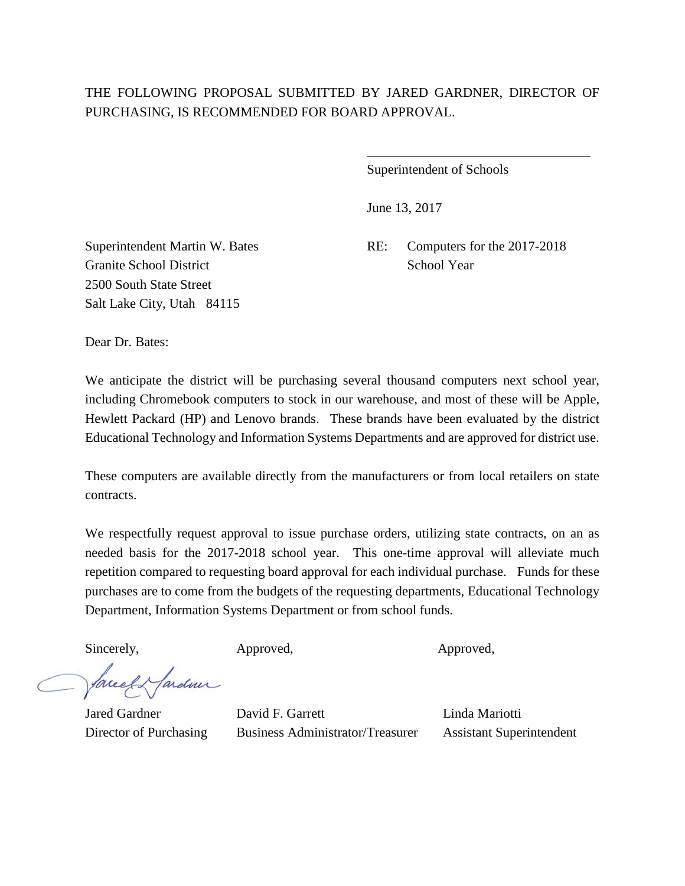THE FOLLOWING PROPOSAL SUBMITTED BY JARED GARDNER, DIRECTOR OF PURCHASING, IS RECOMMENDED FOR BOARD APPROVAL.

Superintendent of Schools

June 13, 2017

Superintendent Martin W. Bates
Granite School District
2500 South State Street
Salt Lake City, Utah 84115

RE: Computers for the 2017-2018 School Year

Dear Dr. Bates:

We anticipate the district will be purchasing several thousand computers next school year, including Chromebook computers to stock in our warehouse, and most of these will be Apple, Hewlett Packard (HP) and Lenovo brands. These brands have been evaluated by the district Educational Technology and Information Systems Departments and are approved for district use.

These computers are available directly from the manufacturers or from local retailers on state contracts.

We respectfully request approval to issue purchase orders, utilizing state contracts, on an as needed basis for the 2017-2018 school year. This one-time approval will alleviate much repetition compared to requesting board approval for each individual purchase. Funds for these purchases are to come from the budgets of the requesting departments, Educational Technology Department, Information Systems Department or from school funds.

| Sincerely, | Approved, | Approved, |
|---|---|---|
| Jared Gardner | David F. Garrett | Linda Mariotti |
| Director of Purchasing | Business Administrator/Treasurer | Assistant Superintendent |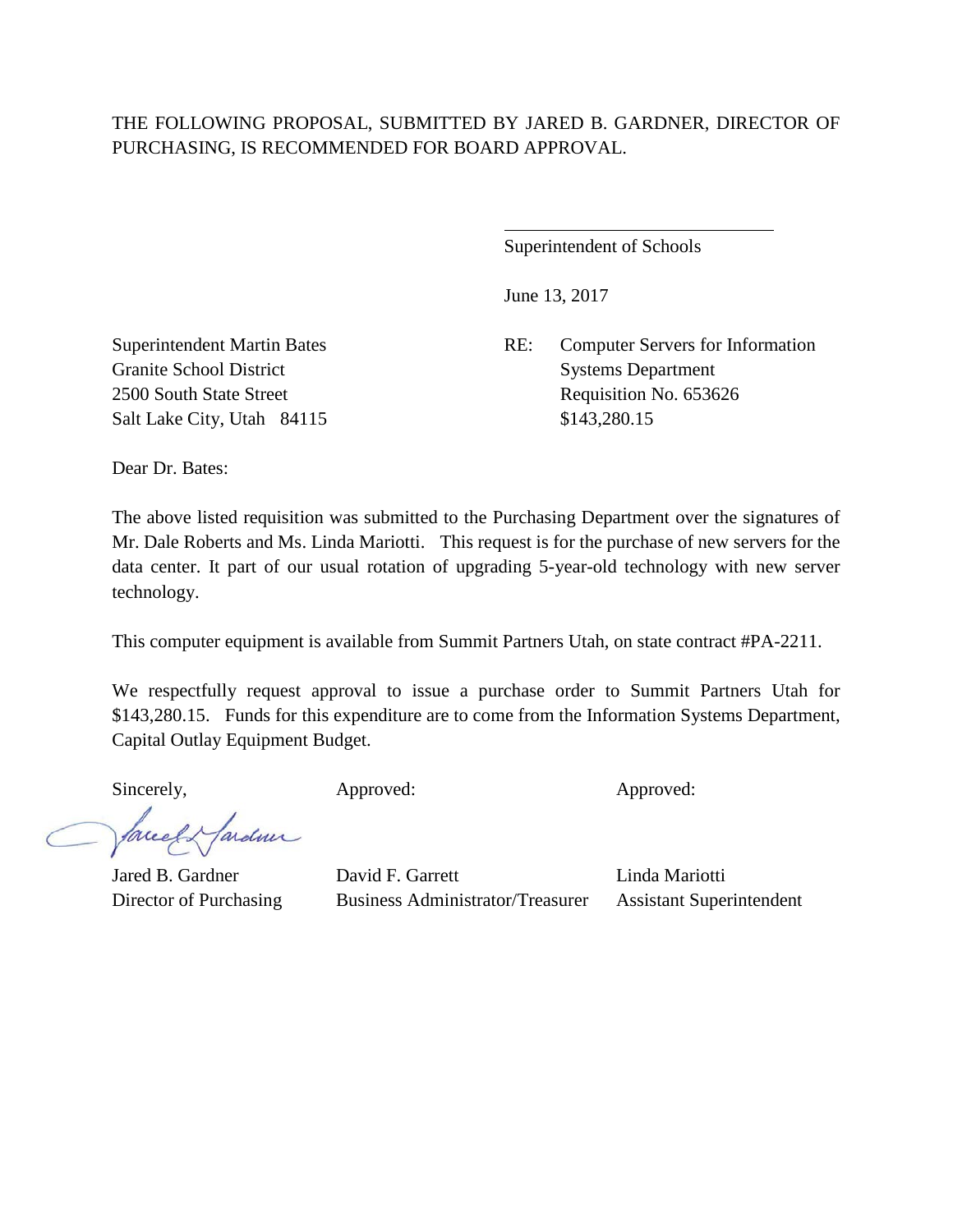THE FOLLOWING PROPOSAL, SUBMITTED BY JARED B. GARDNER, DIRECTOR OF PURCHASING, IS RECOMMENDED FOR BOARD APPROVAL.

\_\_\_\_\_\_\_\_\_\_\_\_\_\_\_\_\_\_\_\_\_\_\_\_\_\_\_\_\_\_

Superintendent of Schools

June 13, 2017

Superintendent Martin Bates
Granite School District
2500 South State Street
Salt Lake City, Utah 84115

RE: Computer Servers for Information Systems Department
Requisition No. 653626
$143,280.15

Dear Dr. Bates:

The above listed requisition was submitted to the Purchasing Department over the signatures of Mr. Dale Roberts and Ms. Linda Mariotti. This request is for the purchase of new servers for the data center. It part of our usual rotation of upgrading 5-year-old technology with new server technology.

This computer equipment is available from Summit Partners Utah, on state contract #PA-2211.

We respectfully request approval to issue a purchase order to Summit Partners Utah for $143,280.15. Funds for this expenditure are to come from the Information Systems Department, Capital Outlay Equipment Budget.

| Sincerely, | Approved: | Approved: |
| --- | --- | --- |
| Jared B. Gardner | David F. Garrett | Linda Mariotti |
| Director of Purchasing | Business Administrator/Treasurer | Assistant Superintendent |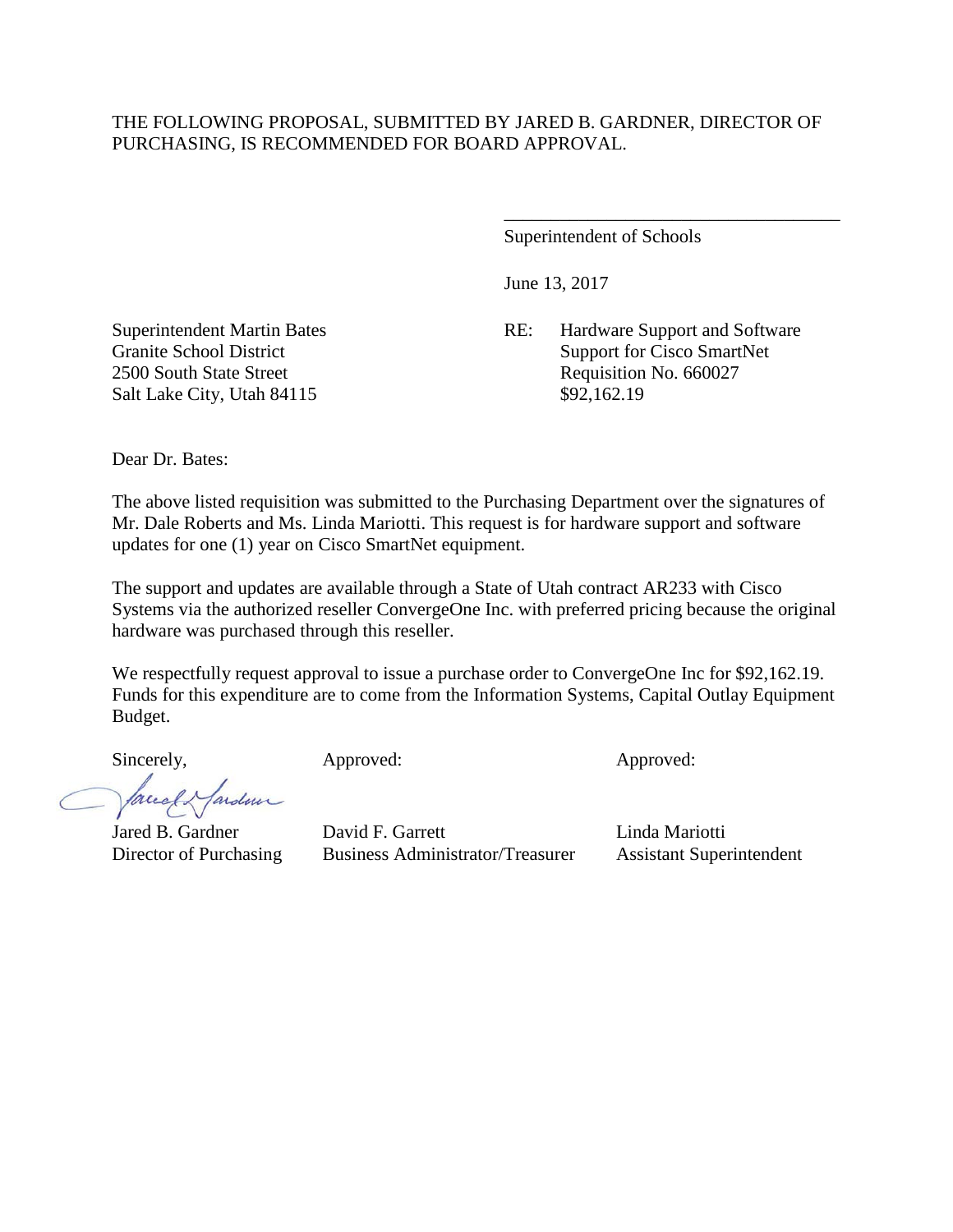THE FOLLOWING PROPOSAL, SUBMITTED BY JARED B. GARDNER, DIRECTOR OF PURCHASING, IS RECOMMENDED FOR BOARD APPROVAL.

\_\_\_\_\_\_\_\_\_\_\_\_\_\_\_\_\_\_\_\_\_\_\_\_\_\_\_\_\_\_\_\_\_\_\_\_
Superintendent of Schools

June 13, 2017

Superintendent Martin Bates
Granite School District
2500 South State Street
Salt Lake City, Utah 84115

RE: Hardware Support and Software Support for Cisco SmartNet
Requisition No. 660027
$92,162.19

Dear Dr. Bates:

The above listed requisition was submitted to the Purchasing Department over the signatures of Mr. Dale Roberts and Ms. Linda Mariotti. This request is for hardware support and software updates for one (1) year on Cisco SmartNet equipment.

The support and updates are available through a State of Utah contract AR233 with Cisco Systems via the authorized reseller ConvergeOne Inc. with preferred pricing because the original hardware was purchased through this reseller.

We respectfully request approval to issue a purchase order to ConvergeOne Inc for $92,162.19. Funds for this expenditure are to come from the Information Systems, Capital Outlay Equipment Budget.

| Sincerely, | Approved: | Approved: |
|---|---|---|
| Jared B. Gardner | David F. Garrett | Linda Mariotti |
| Director of Purchasing | Business Administrator/Treasurer | Assistant Superintendent |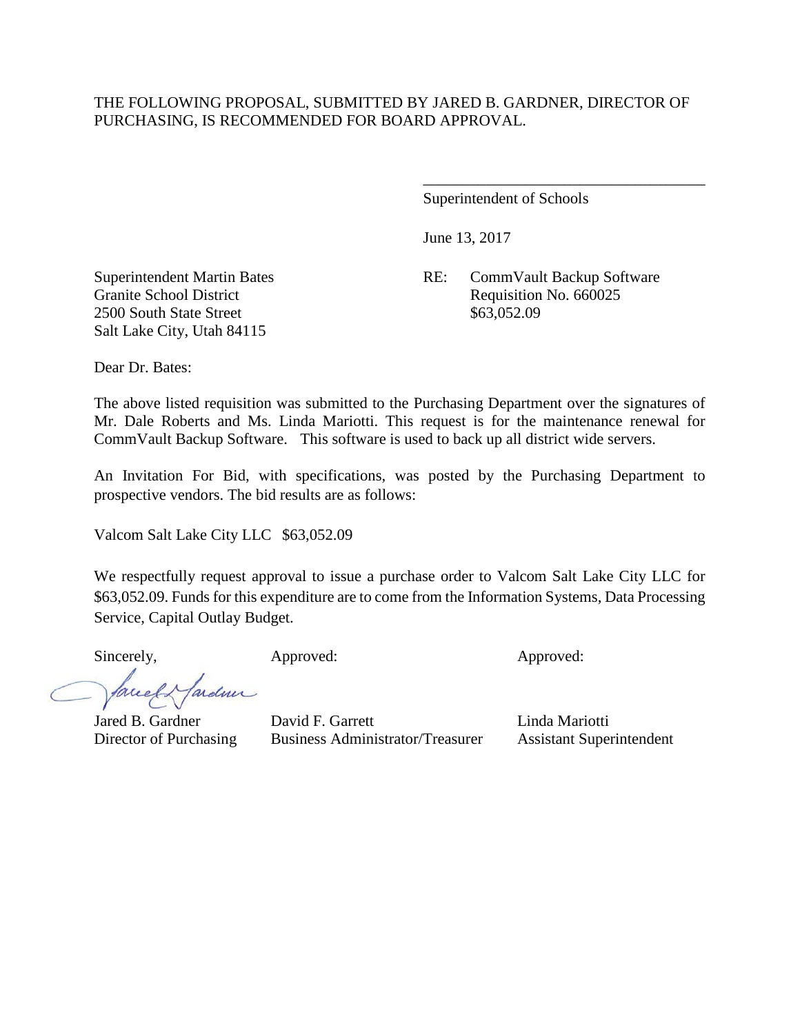THE FOLLOWING PROPOSAL, SUBMITTED BY JARED B. GARDNER, DIRECTOR OF PURCHASING, IS RECOMMENDED FOR BOARD APPROVAL.

\_\_\_\_\_\_\_\_\_\_\_\_\_\_\_\_\_\_\_\_\_\_\_\_\_\_\_\_\_\_\_\_\_\_\_\_

Superintendent of Schools

June 13, 2017

Superintendent Martin Bates
Granite School District
2500 South State Street
Salt Lake City, Utah 84115

RE: CommVault Backup Software
Requisition No. 660025
$63,052.09

Dear Dr. Bates:

The above listed requisition was submitted to the Purchasing Department over the signatures of Mr. Dale Roberts and Ms. Linda Mariotti. This request is for the maintenance renewal for CommVault Backup Software. This software is used to back up all district wide servers.

An Invitation For Bid, with specifications, was posted by the Purchasing Department to prospective vendors. The bid results are as follows:

Valcom Salt Lake City LLC $63,052.09

We respectfully request approval to issue a purchase order to Valcom Salt Lake City LLC for $63,052.09. Funds for this expenditure are to come from the Information Systems, Data Processing Service, Capital Outlay Budget.

| Sincerely, | Approved: | Approved: |
|---|---|---|
| Jared B. Gardner | David F. Garrett | Linda Mariotti |
| Director of Purchasing | Business Administrator/Treasurer | Assistant Superintendent |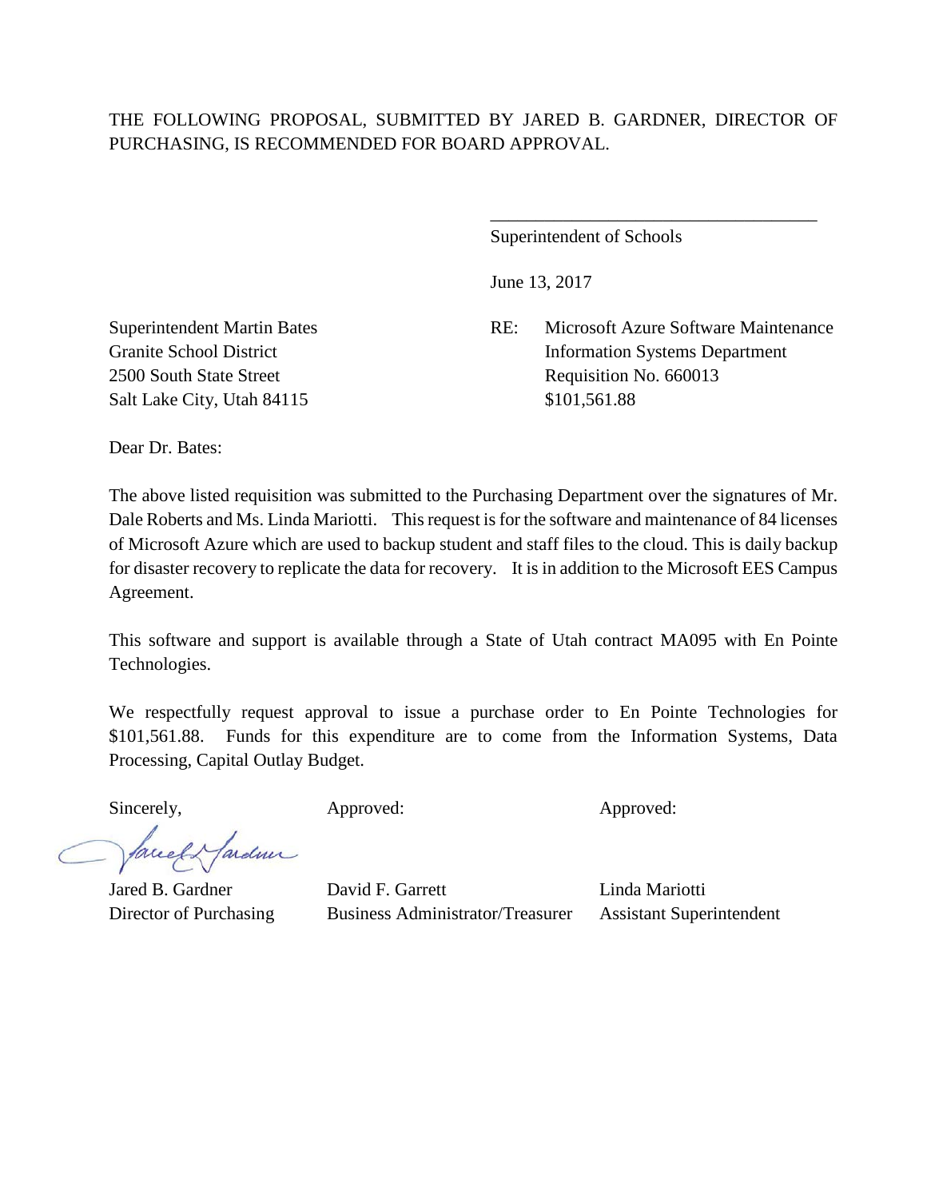THE FOLLOWING PROPOSAL, SUBMITTED BY JARED B. GARDNER, DIRECTOR OF PURCHASING, IS RECOMMENDED FOR BOARD APPROVAL.

\_\_\_\_\_\_\_\_\_\_\_\_\_\_\_\_\_\_\_\_\_\_\_\_\_\_\_\_\_\_\_\_\_\_\_\_

Superintendent of Schools

June 13, 2017

Superintendent Martin Bates
Granite School District
2500 South State Street
Salt Lake City, Utah 84115

RE: Microsoft Azure Software Maintenance
Information Systems Department
Requisition No. 660013
$101,561.88

Dear Dr. Bates:

The above listed requisition was submitted to the Purchasing Department over the signatures of Mr. Dale Roberts and Ms. Linda Mariotti. This request is for the software and maintenance of 84 licenses of Microsoft Azure which are used to backup student and staff files to the cloud. This is daily backup for disaster recovery to replicate the data for recovery. It is in addition to the Microsoft EES Campus Agreement.

This software and support is available through a State of Utah contract MA095 with En Pointe Technologies.

We respectfully request approval to issue a purchase order to En Pointe Technologies for $101,561.88. Funds for this expenditure are to come from the Information Systems, Data Processing, Capital Outlay Budget.

| Sincerely, | Approved: | Approved: |
| --- | --- | --- |
| Jared B. Gardner | David F. Garrett | Linda Mariotti |
| Director of Purchasing | Business Administrator/Treasurer | Assistant Superintendent |